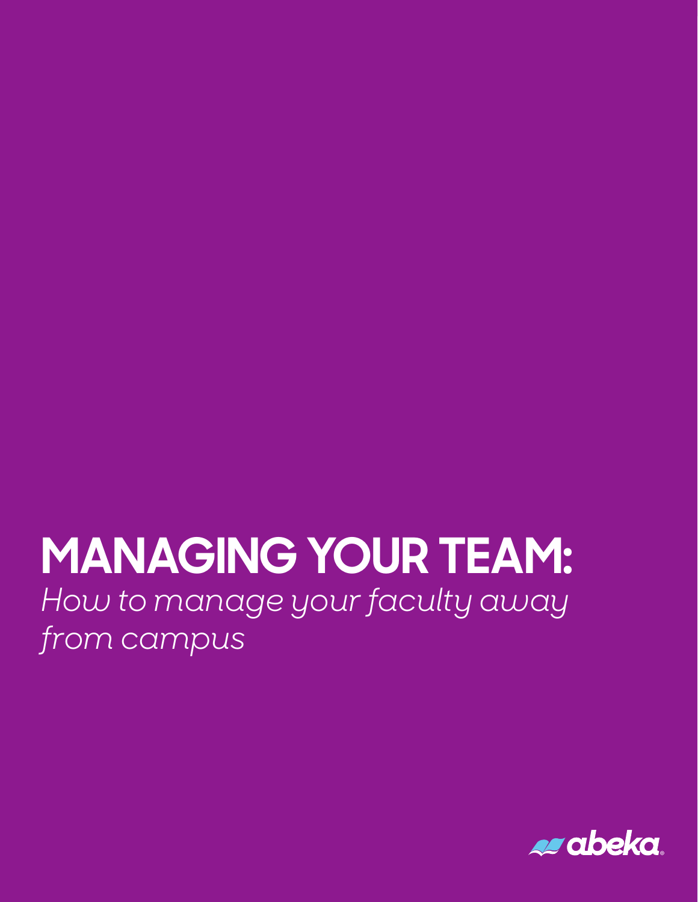# MANAGING YOUR TEAM:

*How to manage your faculty away from campus*

abeka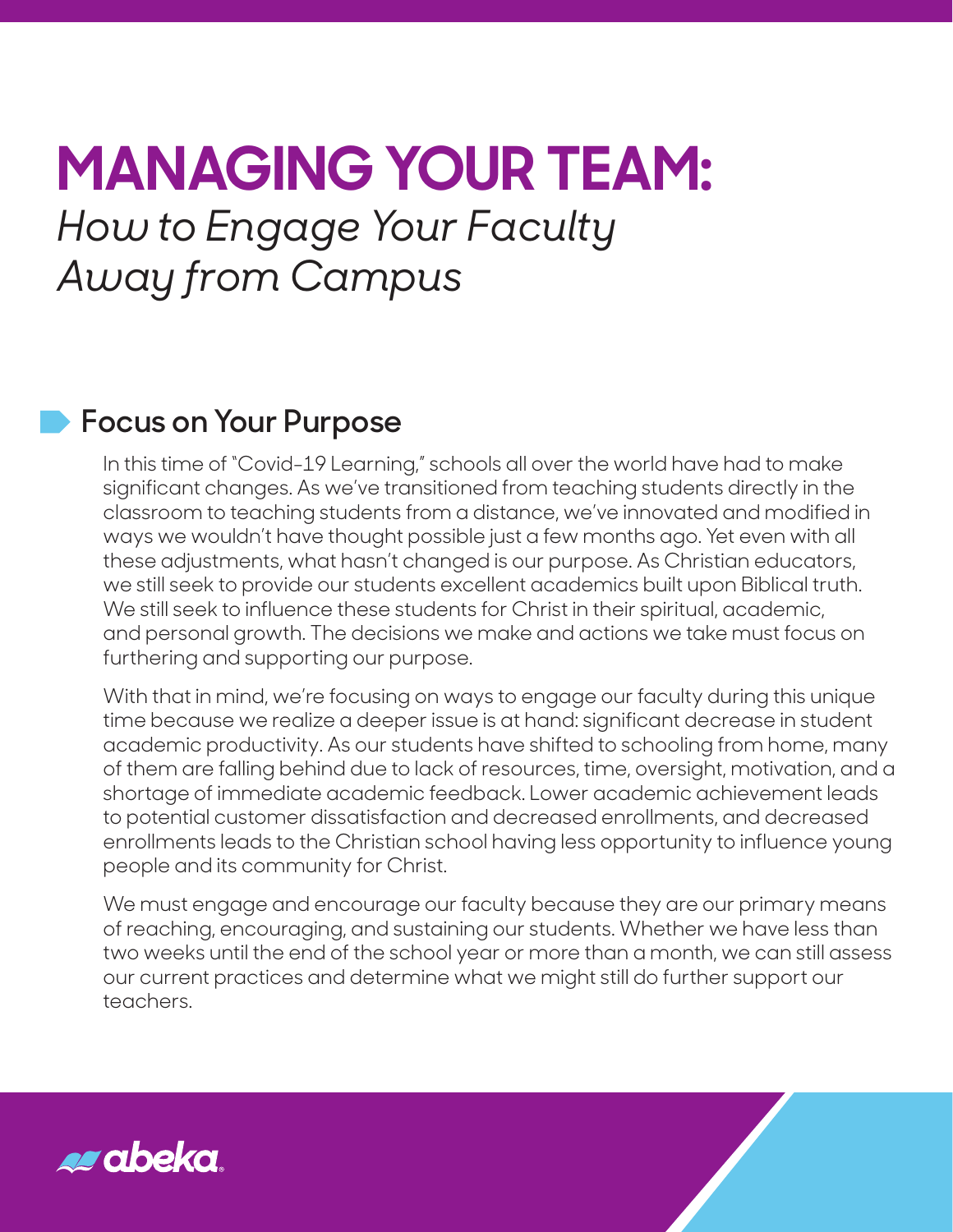# MANAGING YOUR TEAM:

*How to Engage Your Faculty Away from Campus*

## Focus on Your Purpose

In this time of "Covid-19 Learning," schools all over the world have had to make significant changes. As we've transitioned from teaching students directly in the classroom to teaching students from a distance, we've innovated and modified in ways we wouldn't have thought possible just a few months ago. Yet even with all these adjustments, what hasn't changed is our purpose. As Christian educators, we still seek to provide our students excellent academics built upon Biblical truth. We still seek to influence these students for Christ in their spiritual, academic, and personal growth. The decisions we make and actions we take must focus on furthering and supporting our purpose.

With that in mind, we're focusing on ways to engage our faculty during this unique time because we realize a deeper issue is at hand: significant decrease in student academic productivity. As our students have shifted to schooling from home, many of them are falling behind due to lack of resources, time, oversight, motivation, and a shortage of immediate academic feedback. Lower academic achievement leads to potential customer dissatisfaction and decreased enrollments, and decreased enrollments leads to the Christian school having less opportunity to influence young people and its community for Christ.

We must engage and encourage our faculty because they are our primary means of reaching, encouraging, and sustaining our students. Whether we have less than two weeks until the end of the school year or more than a month, we can still assess our current practices and determine what we might still do further support our teachers.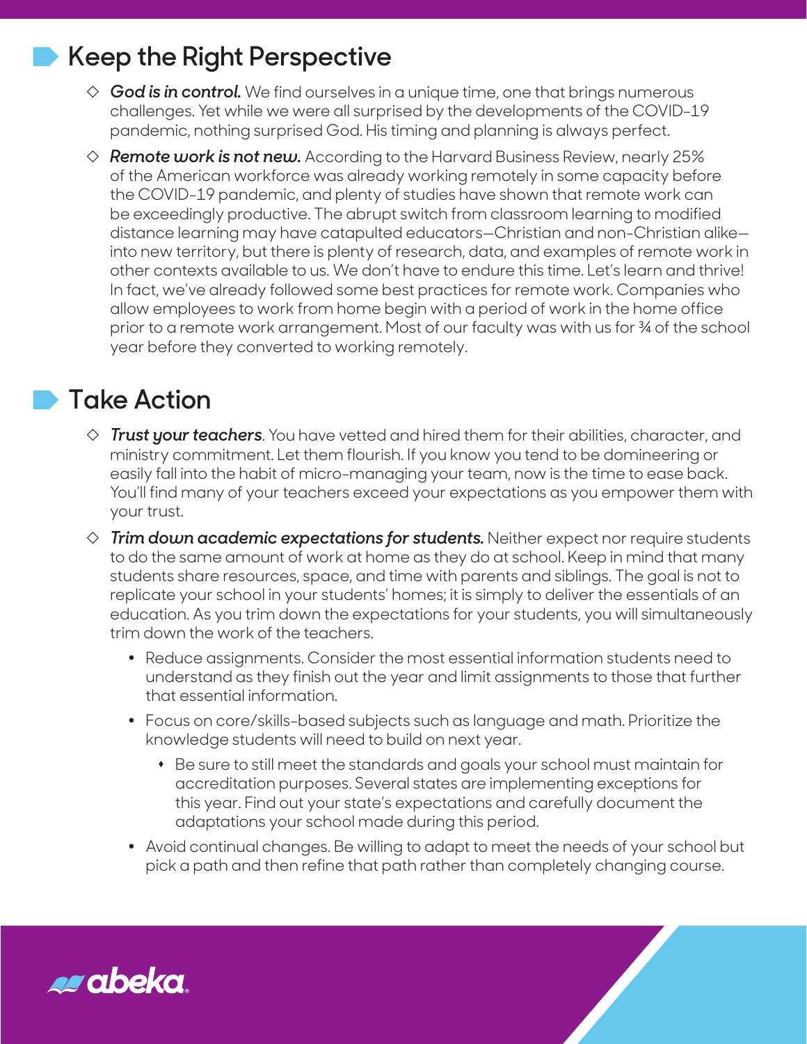## Keep the Right Perspective

- ***God is in control.*** We find ourselves in a unique time, one that brings numerous challenges. Yet while we were all surprised by the developments of the COVID-19 pandemic, nothing surprised God. His timing and planning is always perfect.
- ***Remote work is not new.*** According to the Harvard Business Review, nearly 25% of the American workforce was already working remotely in some capacity before the COVID-19 pandemic, and plenty of studies have shown that remote work can be exceedingly productive. The abrupt switch from classroom learning to modified distance learning may have catapulted educators—Christian and non-Christian alike—into new territory, but there is plenty of research, data, and examples of remote work in other contexts available to us. We don't have to endure this time. Let's learn and thrive! In fact, we've already followed some best practices for remote work. Companies who allow employees to work from home begin with a period of work in the home office prior to a remote work arrangement. Most of our faculty was with us for ¾ of the school year before they converted to working remotely.

## Take Action

- ***Trust your teachers***. You have vetted and hired them for their abilities, character, and ministry commitment. Let them flourish. If you know you tend to be domineering or easily fall into the habit of micro-managing your team, now is the time to ease back. You'll find many of your teachers exceed your expectations as you empower them with your trust.
- ***Trim down academic expectations for students.*** Neither expect nor require students to do the same amount of work at home as they do at school. Keep in mind that many students share resources, space, and time with parents and siblings. The goal is not to replicate your school in your students' homes; it is simply to deliver the essentials of an education. As you trim down the expectations for your students, you will simultaneously trim down the work of the teachers.
  - Reduce assignments. Consider the most essential information students need to understand as they finish out the year and limit assignments to those that further that essential information.
  - Focus on core/skills-based subjects such as language and math. Prioritize the knowledge students will need to build on next year.
    - Be sure to still meet the standards and goals your school must maintain for accreditation purposes. Several states are implementing exceptions for this year. Find out your state's expectations and carefully document the adaptations your school made during this period.
  - Avoid continual changes. Be willing to adapt to meet the needs of your school but pick a path and then refine that path rather than completely changing course.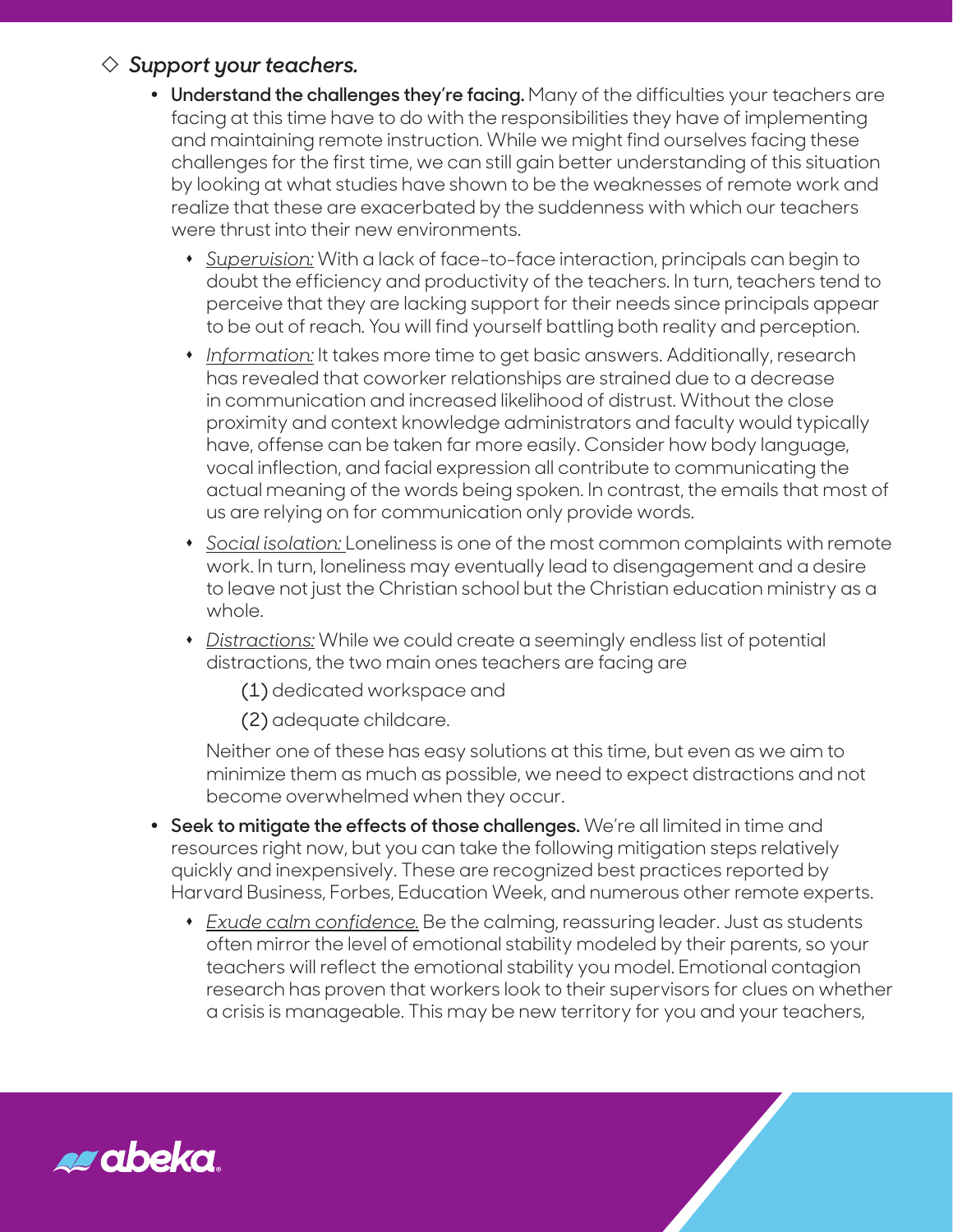◇ ***Support your teachers.***

- **Understand the challenges they're facing.** Many of the difficulties your teachers are facing at this time have to do with the responsibilities they have of implementing and maintaining remote instruction. While we might find ourselves facing these challenges for the first time, we can still gain better understanding of this situation by looking at what studies have shown to be the weaknesses of remote work and realize that these are exacerbated by the suddenness with which our teachers were thrust into their new environments.
  - *Supervision:* With a lack of face-to-face interaction, principals can begin to doubt the efficiency and productivity of the teachers. In turn, teachers tend to perceive that they are lacking support for their needs since principals appear to be out of reach. You will find yourself battling both reality and perception.
  - *Information:* It takes more time to get basic answers. Additionally, research has revealed that coworker relationships are strained due to a decrease in communication and increased likelihood of distrust. Without the close proximity and context knowledge administrators and faculty would typically have, offense can be taken far more easily. Consider how body language, vocal inflection, and facial expression all contribute to communicating the actual meaning of the words being spoken. In contrast, the emails that most of us are relying on for communication only provide words.
  - *Social isolation:* Loneliness is one of the most common complaints with remote work. In turn, loneliness may eventually lead to disengagement and a desire to leave not just the Christian school but the Christian education ministry as a whole.
  - *Distractions:* While we could create a seemingly endless list of potential distractions, the two main ones teachers are facing are

    (1) dedicated workspace and

    (2) adequate childcare.

    Neither one of these has easy solutions at this time, but even as we aim to minimize them as much as possible, we need to expect distractions and not become overwhelmed when they occur.
- **Seek to mitigate the effects of those challenges.** We're all limited in time and resources right now, but you can take the following mitigation steps relatively quickly and inexpensively. These are recognized best practices reported by Harvard Business, Forbes, Education Week, and numerous other remote experts.
  - *Exude calm confidence.* Be the calming, reassuring leader. Just as students often mirror the level of emotional stability modeled by their parents, so your teachers will reflect the emotional stability you model. Emotional contagion research has proven that workers look to their supervisors for clues on whether a crisis is manageable. This may be new territory for you and your teachers,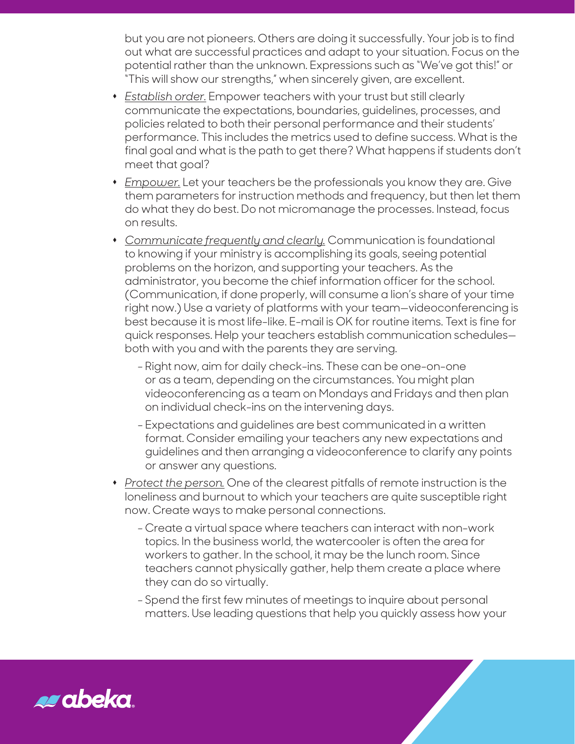but you are not pioneers. Others are doing it successfully. Your job is to find out what are successful practices and adapt to your situation. Focus on the potential rather than the unknown. Expressions such as "We've got this!" or "This will show our strengths," when sincerely given, are excellent.

- *Establish order.* Empower teachers with your trust but still clearly communicate the expectations, boundaries, guidelines, processes, and policies related to both their personal performance and their students' performance. This includes the metrics used to define success. What is the final goal and what is the path to get there? What happens if students don't meet that goal?
- *Empower.* Let your teachers be the professionals you know they are. Give them parameters for instruction methods and frequency, but then let them do what they do best. Do not micromanage the processes. Instead, focus on results.
- *Communicate frequently and clearly.* Communication is foundational to knowing if your ministry is accomplishing its goals, seeing potential problems on the horizon, and supporting your teachers. As the administrator, you become the chief information officer for the school. (Communication, if done properly, will consume a lion's share of your time right now.) Use a variety of platforms with your team—videoconferencing is best because it is most life-like. E-mail is OK for routine items. Text is fine for quick responses. Help your teachers establish communication schedules—both with you and with the parents they are serving.
  - Right now, aim for daily check-ins. These can be one-on-one or as a team, depending on the circumstances. You might plan videoconferencing as a team on Mondays and Fridays and then plan on individual check-ins on the intervening days.
  - Expectations and guidelines are best communicated in a written format. Consider emailing your teachers any new expectations and guidelines and then arranging a videoconference to clarify any points or answer any questions.
- *Protect the person.* One of the clearest pitfalls of remote instruction is the loneliness and burnout to which your teachers are quite susceptible right now. Create ways to make personal connections.
  - Create a virtual space where teachers can interact with non-work topics. In the business world, the watercooler is often the area for workers to gather. In the school, it may be the lunch room. Since teachers cannot physically gather, help them create a place where they can do so virtually.
  - Spend the first few minutes of meetings to inquire about personal matters. Use leading questions that help you quickly assess how your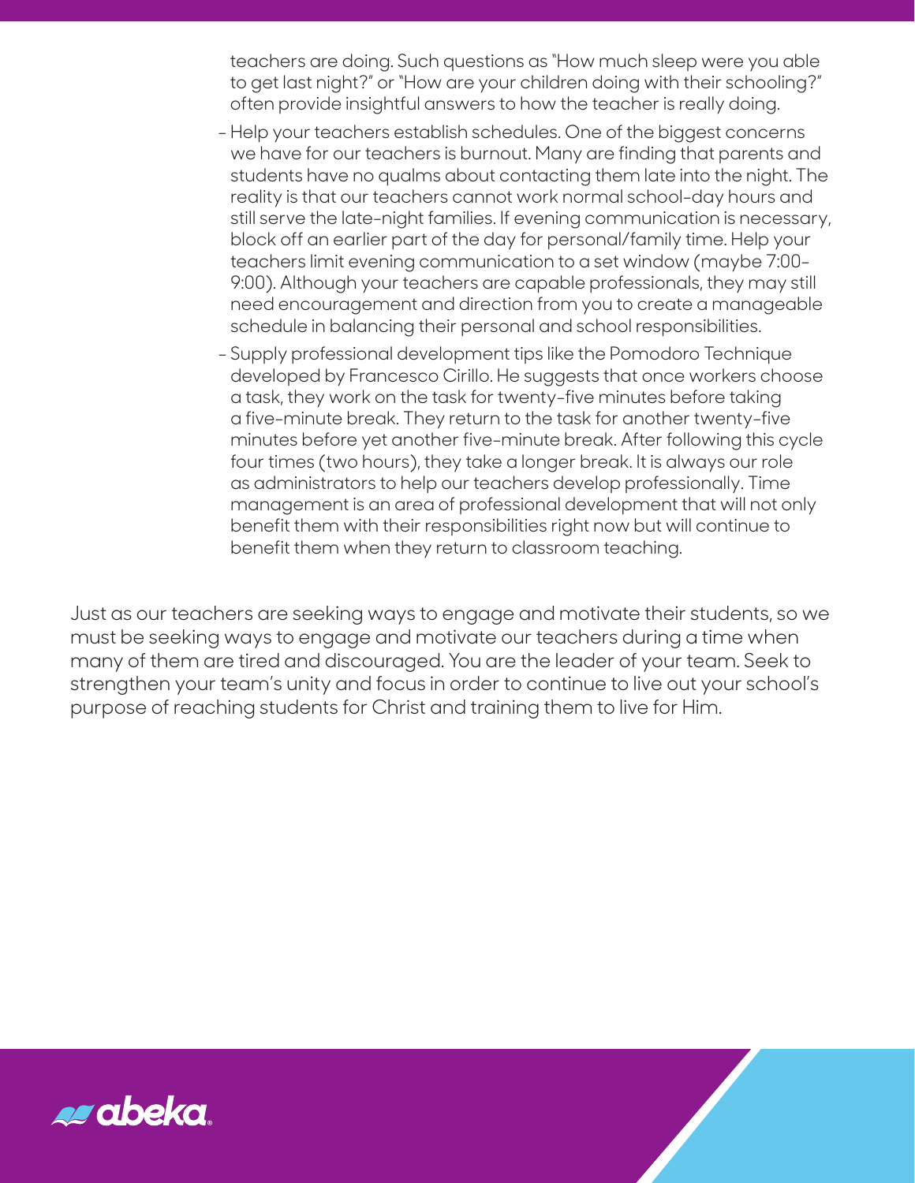teachers are doing. Such questions as "How much sleep were you able to get last night?" or "How are your children doing with their schooling?" often provide insightful answers to how the teacher is really doing.

- Help your teachers establish schedules. One of the biggest concerns we have for our teachers is burnout. Many are finding that parents and students have no qualms about contacting them late into the night. The reality is that our teachers cannot work normal school-day hours and still serve the late-night families. If evening communication is necessary, block off an earlier part of the day for personal/family time. Help your teachers limit evening communication to a set window (maybe 7:00-9:00). Although your teachers are capable professionals, they may still need encouragement and direction from you to create a manageable schedule in balancing their personal and school responsibilities.
- Supply professional development tips like the Pomodoro Technique developed by Francesco Cirillo. He suggests that once workers choose a task, they work on the task for twenty-five minutes before taking a five-minute break. They return to the task for another twenty-five minutes before yet another five-minute break. After following this cycle four times (two hours), they take a longer break. It is always our role as administrators to help our teachers develop professionally. Time management is an area of professional development that will not only benefit them with their responsibilities right now but will continue to benefit them when they return to classroom teaching.

Just as our teachers are seeking ways to engage and motivate their students, so we must be seeking ways to engage and motivate our teachers during a time when many of them are tired and discouraged. You are the leader of your team. Seek to strengthen your team's unity and focus in order to continue to live out your school's purpose of reaching students for Christ and training them to live for Him.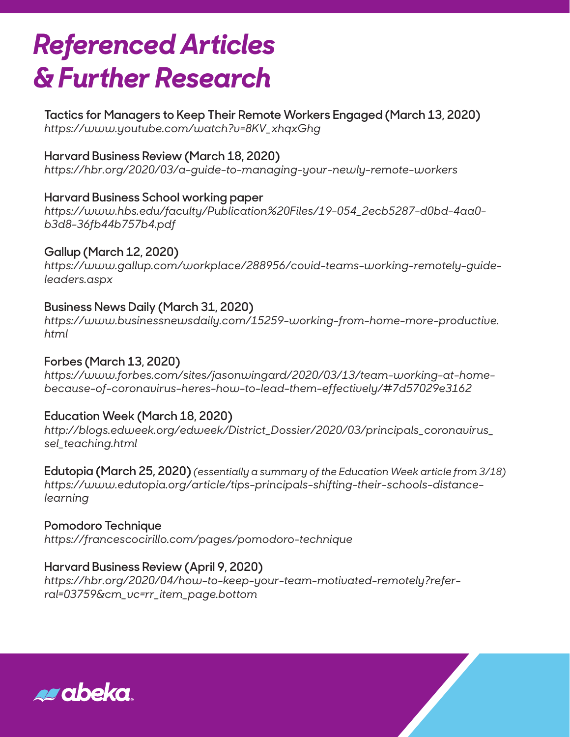# Referenced Articles & Further Research

**Tactics for Managers to Keep Their Remote Workers Engaged (March 13, 2020)**
*https://www.youtube.com/watch?v=8KV_xhqxGhg*

**Harvard Business Review (March 18, 2020)**
*https://hbr.org/2020/03/a-guide-to-managing-your-newly-remote-workers*

**Harvard Business School working paper**
*https://www.hbs.edu/faculty/Publication%20Files/19-054_2ecb5287-d0bd-4aa0-b3d8-36fb44b757b4.pdf*

**Gallup (March 12, 2020)**
*https://www.gallup.com/workplace/288956/covid-teams-working-remotely-guide-leaders.aspx*

**Business News Daily (March 31, 2020)**
*https://www.businessnewsdaily.com/15259-working-from-home-more-productive.html*

**Forbes (March 13, 2020)**
*https://www.forbes.com/sites/jasonwingard/2020/03/13/team-working-at-home-because-of-coronavirus-heres-how-to-lead-them-effectively/#7d57029e3162*

**Education Week (March 18, 2020)**
*http://blogs.edweek.org/edweek/District_Dossier/2020/03/principals_coronavirus_sel_teaching.html*

**Edutopia (March 25, 2020)** *(essentially a summary of the Education Week article from 3/18)*
*https://www.edutopia.org/article/tips-principals-shifting-their-schools-distance-learning*

**Pomodoro Technique**
*https://francescocirillo.com/pages/pomodoro-technique*

**Harvard Business Review (April 9, 2020)**
*https://hbr.org/2020/04/how-to-keep-your-team-motivated-remotely?referral=03759&cm_vc=rr_item_page.bottom*